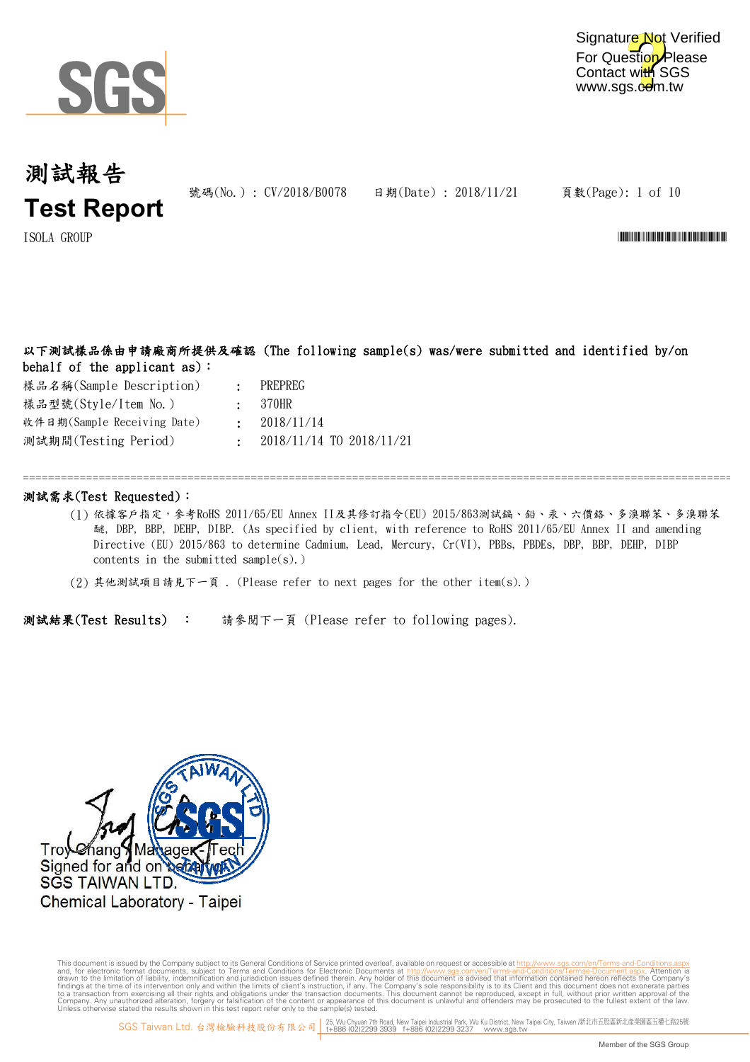SGS

Signature Not Verified
For Question Please
Contact with SGS
www.sgs.com.tw

# 測試報告
# Test Report

號碼(No.) : CV/2018/B0078　　日期(Date) : 2018/11/21　　頁數(Page): 1 of 10

ISOLA GROUP

**以下測試樣品係由申請廠商所提供及確認 (The following sample(s) was/were submitted and identified by/on behalf of the applicant as)：**

| | | |
|---|---|---|
| 樣品名稱(Sample Description) | : | PREPREG |
| 樣品型號(Style/Item No.) | : | 370HR |
| 收件日期(Sample Receiving Date) | : | 2018/11/14 |
| 測試期間(Testing Period) | : | 2018/11/14 TO 2018/11/21 |

**測試需求(Test Requested)：**

(1) 依據客戶指定，參考RoHS 2011/65/EU Annex II及其修訂指令(EU) 2015/863測試鎘、鉛、汞、六價鉻、多溴聯苯、多溴聯苯醚, DBP, BBP, DEHP, DIBP. (As specified by client, with reference to RoHS 2011/65/EU Annex II and amending Directive (EU) 2015/863 to determine Cadmium, Lead, Mercury, Cr(VI), PBBs, PBDEs, DBP, BBP, DEHP, DIBP contents in the submitted sample(s).)

(2) 其他測試項目請見下一頁 . (Please refer to next pages for the other item(s).)

**測試結果(Test Results)**　:　　請參閱下一頁 (Please refer to following pages).

Troy Chang / Manager - Tech
Signed for and on behalf of
SGS TAIWAN LTD.
Chemical Laboratory - Taipei

This document is issued by the Company subject to its General Conditions of Service printed overleaf, available on request or accessible at http://www.sgs.com/en/Terms-and-Conditions.aspx and, for electronic format documents, subject to Terms and Conditions for Electronic Documents at http://www.sgs.com/en/Terms-and-Conditions/Terms-e-Document.aspx. Attention is drawn to the limitation of liability, indemnification and jurisdiction issues defined therein. Any holder of this document is advised that information contained hereon reflects the Company's findings at the time of its intervention only and within the limits of client's instruction, if any. The Company's sole responsibility is to its Client and this document does not exonerate parties to a transaction from exercising all their rights and obligations under the transaction documents. This document cannot be reproduced, except in full, without prior written approval of the Company. Any unauthorized alteration, forgery or falsification of the content or appearance of this document is unlawful and offenders may be prosecuted to the fullest extent of the law. Unless otherwise stated the results shown in this test report refer only to the sample(s) tested.

SGS Taiwan Ltd. 台灣檢驗科技股份有限公司 | 25, Wu Chyuan 7th Road, New Taipei Industrial Park, Wu Ku District, New Taipei City, Taiwan /新北市五股區新北產業園區五權七路25號 t+886 (02)2299 3939 f+886 (02)2299 3237 www.sgs.tw

Member of the SGS Group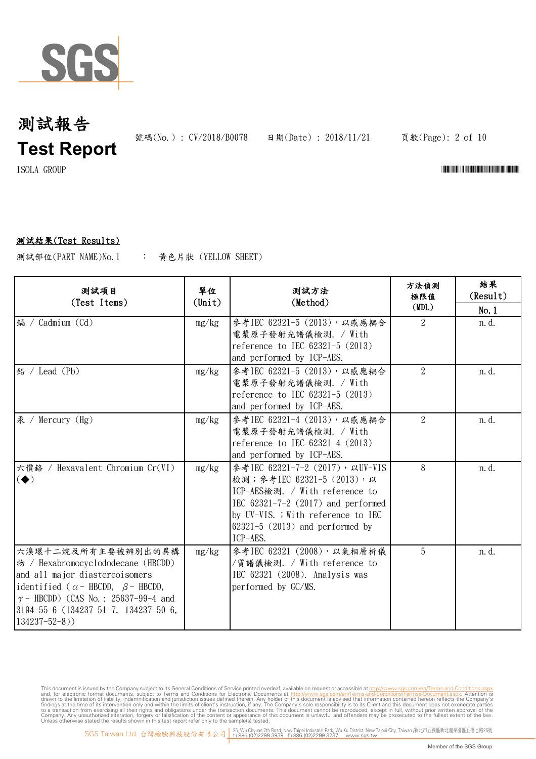# 測試報告
# Test Report

號碼(No.) : CV/2018/B0078　　日期(Date) : 2018/11/21

ISOLA GROUP

**測試結果(Test Results)**

測試部位(PART NAME)No.1　：　黃色片狀 (YELLOW SHEET)

| 測試項目 (Test Items) | 單位 (Unit) | 測試方法 (Method) | 方法偵測極限值 (MDL) | 結果 (Result) No.1 |
|---|---|---|---|---|
| 鎘 / Cadmium (Cd) | mg/kg | 參考IEC 62321-5 (2013)，以感應耦合電漿原子發射光譜儀檢測. / With reference to IEC 62321-5 (2013) and performed by ICP-AES. | 2 | n.d. |
| 鉛 / Lead (Pb) | mg/kg | 參考IEC 62321-5 (2013)，以感應耦合電漿原子發射光譜儀檢測. / With reference to IEC 62321-5 (2013) and performed by ICP-AES. | 2 | n.d. |
| 汞 / Mercury (Hg) | mg/kg | 參考IEC 62321-4 (2013)，以感應耦合電漿原子發射光譜儀檢測. / With reference to IEC 62321-4 (2013) and performed by ICP-AES. | 2 | n.d. |
| 六價鉻 / Hexavalent Chromium Cr(VI) (◆) | mg/kg | 參考IEC 62321-7-2 (2017)，以UV-VIS檢測；參考IEC 62321-5 (2013)，以ICP-AES檢測. / With reference to IEC 62321-7-2 (2017) and performed by UV-VIS. ; With reference to IEC 62321-5 (2013) and performed by ICP-AES. | 8 | n.d. |
| 六溴環十二烷及所有主要被辨別出的異構物 / Hexabromocyclododecane (HBCDD) and all major diastereoisomers identified ($\alpha$- HBCDD, $\beta$- HBCDD, $\gamma$- HBCDD) (CAS No.: 25637-99-4 and 3194-55-6 (134237-51-7, 134237-50-6, 134237-52-8)) | mg/kg | 參考IEC 62321 (2008)，以氣相層析儀/質譜儀檢測. / With reference to IEC 62321 (2008). Analysis was performed by GC/MS. | 5 | n.d. |

This document is issued by the Company subject to its General Conditions of Service printed overleaf, available on request or accessible at http://www.sgs.com/en/Terms-and-Conditions.aspx and, for electronic format documents, subject to Terms and Conditions for Electronic Documents at http://www.sgs.com/en/Terms-and-Conditions/Terms-e-Document.aspx. Attention is drawn to the limitation of liability, indemnification and jurisdiction issues defined therein. Any holder of this document is advised that information contained hereon reflects the Company's findings at the time of its intervention only and within the limits of client's instruction, if any. The Company's sole responsibility is to its Client and this document does not exonerate parties to a transaction from exercising all their rights and obligations under the transaction documents. This document cannot be reproduced, except in full, without prior written approval of the Company. Any unauthorized alteration, forgery or falsification of the content or appearance of this document is unlawful and offenders may be prosecuted to the fullest extent of the law. Unless otherwise stated the results shown in this test report refer only to the sample(s) tested.

SGS Taiwan Ltd. 台灣檢驗科技股份有限公司 | 25, Wu Chyuan 7th Road, New Taipei Industrial Park, Wu Ku District, New Taipei City, Taiwan /新北市五股區新北產業園區五權七路25號 t+886 (02)2299 3939 f+886 (02)2299 3237 www.sgs.tw

Member of the SGS Group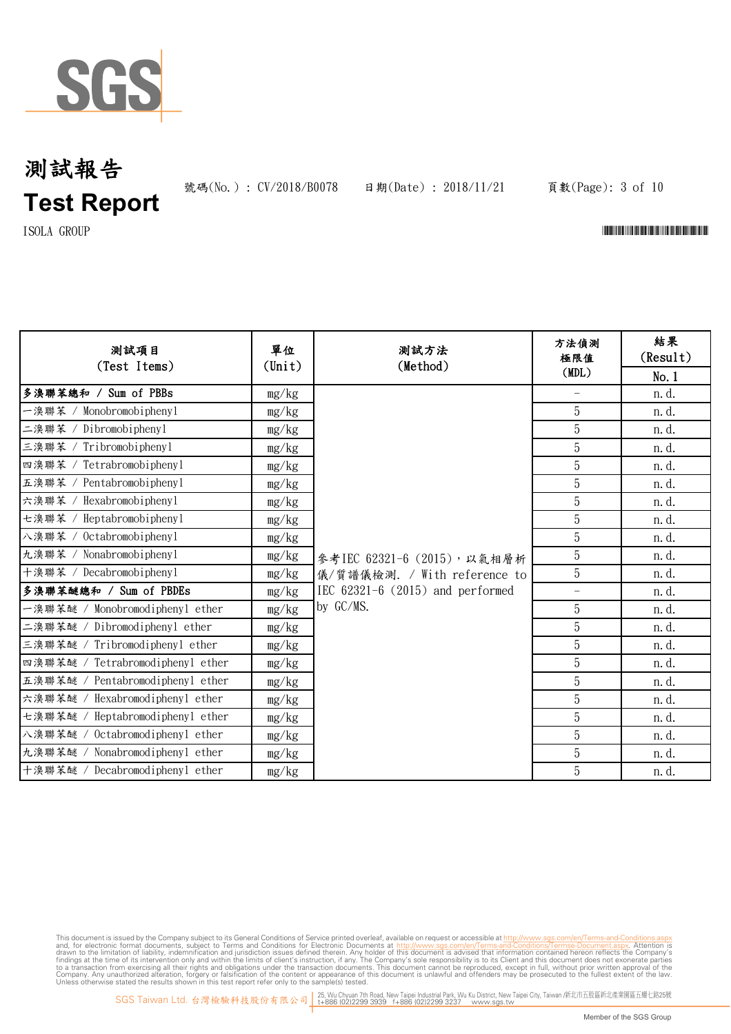# 測試報告
# Test Report

號碼(No.) : CV/2018/B0078　　日期(Date) : 2018/11/21

ISOLA GROUP

| 測試項目 (Test Items) | 單位 (Unit) | 測試方法 (Method) | 方法偵測極限值 (MDL) | 結果 (Result) No.1 |
|---|---|---|---|---|
| **多溴聯苯總和 / Sum of PBBs** | mg/kg | 參考IEC 62321-6 (2015)，以氣相層析儀/質譜儀檢測. / With reference to IEC 62321-6 (2015) and performed by GC/MS. | - | n.d. |
| 一溴聯苯 / Monobromobiphenyl | mg/kg | | 5 | n.d. |
| 二溴聯苯 / Dibromobiphenyl | mg/kg | | 5 | n.d. |
| 三溴聯苯 / Tribromobiphenyl | mg/kg | | 5 | n.d. |
| 四溴聯苯 / Tetrabromobiphenyl | mg/kg | | 5 | n.d. |
| 五溴聯苯 / Pentabromobiphenyl | mg/kg | | 5 | n.d. |
| 六溴聯苯 / Hexabromobiphenyl | mg/kg | | 5 | n.d. |
| 七溴聯苯 / Heptabromobiphenyl | mg/kg | | 5 | n.d. |
| 八溴聯苯 / Octabromobiphenyl | mg/kg | | 5 | n.d. |
| 九溴聯苯 / Nonabromobiphenyl | mg/kg | | 5 | n.d. |
| 十溴聯苯 / Decabromobiphenyl | mg/kg | | 5 | n.d. |
| **多溴聯苯醚總和 / Sum of PBDEs** | mg/kg | | - | n.d. |
| 一溴聯苯醚 / Monobromodiphenyl ether | mg/kg | | 5 | n.d. |
| 二溴聯苯醚 / Dibromodiphenyl ether | mg/kg | | 5 | n.d. |
| 三溴聯苯醚 / Tribromodiphenyl ether | mg/kg | | 5 | n.d. |
| 四溴聯苯醚 / Tetrabromodiphenyl ether | mg/kg | | 5 | n.d. |
| 五溴聯苯醚 / Pentabromodiphenyl ether | mg/kg | | 5 | n.d. |
| 六溴聯苯醚 / Hexabromodiphenyl ether | mg/kg | | 5 | n.d. |
| 七溴聯苯醚 / Heptabromodiphenyl ether | mg/kg | | 5 | n.d. |
| 八溴聯苯醚 / Octabromodiphenyl ether | mg/kg | | 5 | n.d. |
| 九溴聯苯醚 / Nonabromodiphenyl ether | mg/kg | | 5 | n.d. |
| 十溴聯苯醚 / Decabromodiphenyl ether | mg/kg | | 5 | n.d. |

This document is issued by the Company subject to its General Conditions of Service printed overleaf, available on request or accessible at http://www.sgs.com/en/Terms-and-Conditions.aspx and, for electronic format documents, subject to Terms and Conditions for Electronic Documents at http://www.sgs.com/en/Terms-and-Conditions/Termse-Document.aspx. Attention is drawn to the limitation of liability, indemnification and jurisdiction issues defined therein. Any holder of this document is advised that information contained hereon reflects the Company's findings at the time of its intervention only and within the limits of client's instruction, if any. The Company's sole responsibility is to its Client and this document does not exonerate parties to a transaction from exercising all their rights and obligations under the transaction documents. This document cannot be reproduced, except in full, without prior written approval of the Company. Any unauthorized alteration, forgery or falsification of the content or appearance of this document is unlawful and offenders may be prosecuted to the fullest extent of the law. Unless otherwise stated the results shown in this test report refer only to the sample(s) tested.

SGS Taiwan Ltd. 台灣檢驗科技股份有限公司 | 25, Wu Chyuan 7th Road, New Taipei Industrial Park, Wu Ku District, New Taipei City, Taiwan /新北市五股區新北產業園區五權七路25號 t+886 (02)2299 3939 f+886 (02)2299 3237 www.sgs.tw

Member of the SGS Group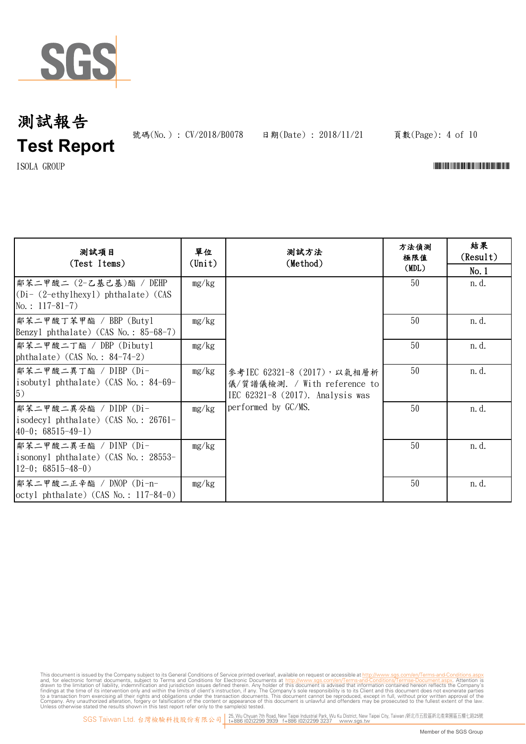# 測試報告
# Test Report

號碼(No.) : CV/2018/B0078　　日期(Date) : 2018/11/21

ISOLA GROUP

| 測試項目 (Test Items) | 單位 (Unit) | 測試方法 (Method) | 方法偵測極限值 (MDL) | 結果 (Result) No.1 |
|---|---|---|---|---|
| 鄰苯二甲酸二 (2-乙基己基)酯 / DEHP (Di- (2-ethylhexyl) phthalate) (CAS No.: 117-81-7) | mg/kg | 參考IEC 62321-8 (2017)，以氣相層析儀/質譜儀檢測. / With reference to IEC 62321-8 (2017). Analysis was performed by GC/MS. | 50 | n.d. |
| 鄰苯二甲酸丁苯甲酯 / BBP (Butyl Benzyl phthalate) (CAS No.: 85-68-7) | mg/kg | | 50 | n.d. |
| 鄰苯二甲酸二丁酯 / DBP (Dibutyl phthalate) (CAS No.: 84-74-2) | mg/kg | | 50 | n.d. |
| 鄰苯二甲酸二異丁酯 / DIBP (Di-isobutyl phthalate) (CAS No.: 84-69-5) | mg/kg | | 50 | n.d. |
| 鄰苯二甲酸二異癸酯 / DIDP (Di-isodecyl phthalate) (CAS No.: 26761-40-0; 68515-49-1) | mg/kg | | 50 | n.d. |
| 鄰苯二甲酸二異壬酯 / DINP (Di-isononyl phthalate) (CAS No.: 28553-12-0; 68515-48-0) | mg/kg | | 50 | n.d. |
| 鄰苯二甲酸二正辛酯 / DNOP (Di-n-octyl phthalate) (CAS No.: 117-84-0) | mg/kg | | 50 | n.d. |

This document is issued by the Company subject to its General Conditions of Service printed overleaf, available on request or accessible at http://www.sgs.com/en/Terms-and-Conditions.aspx and, for electronic format documents, subject to Terms and Conditions for Electronic Documents at http://www.sgs.com/en/Terms-and-Conditions/Termse-Document.aspx. Attention is drawn to the limitation of liability, indemnification and jurisdiction issues defined therein. Any holder of this document is advised that information contained hereon reflects the Company's findings at the time of its intervention only and within the limits of client's instruction, if any. The Company's sole responsibility is to its Client and this document does not exonerate parties to a transaction from exercising all their rights and obligations under the transaction documents. This document cannot be reproduced, except in full, without prior written approval of the Company. Any unauthorized alteration, forgery or falsification of the content or appearance of this document is unlawful and offenders may be prosecuted to the fullest extent of the law. Unless otherwise stated the results shown in this test report refer only to the sample(s) tested.

SGS Taiwan Ltd. 台灣檢驗科技股份有限公司 | 25, Wu Chyuan 7th Road, New Taipei Industrial Park, Wu Ku District, New Taipei City, Taiwan /新北市五股區新北產業園區五權七路25號 t+886 (02)2299 3939 f+886 (02)2299 3237 www.sgs.tw

Member of the SGS Group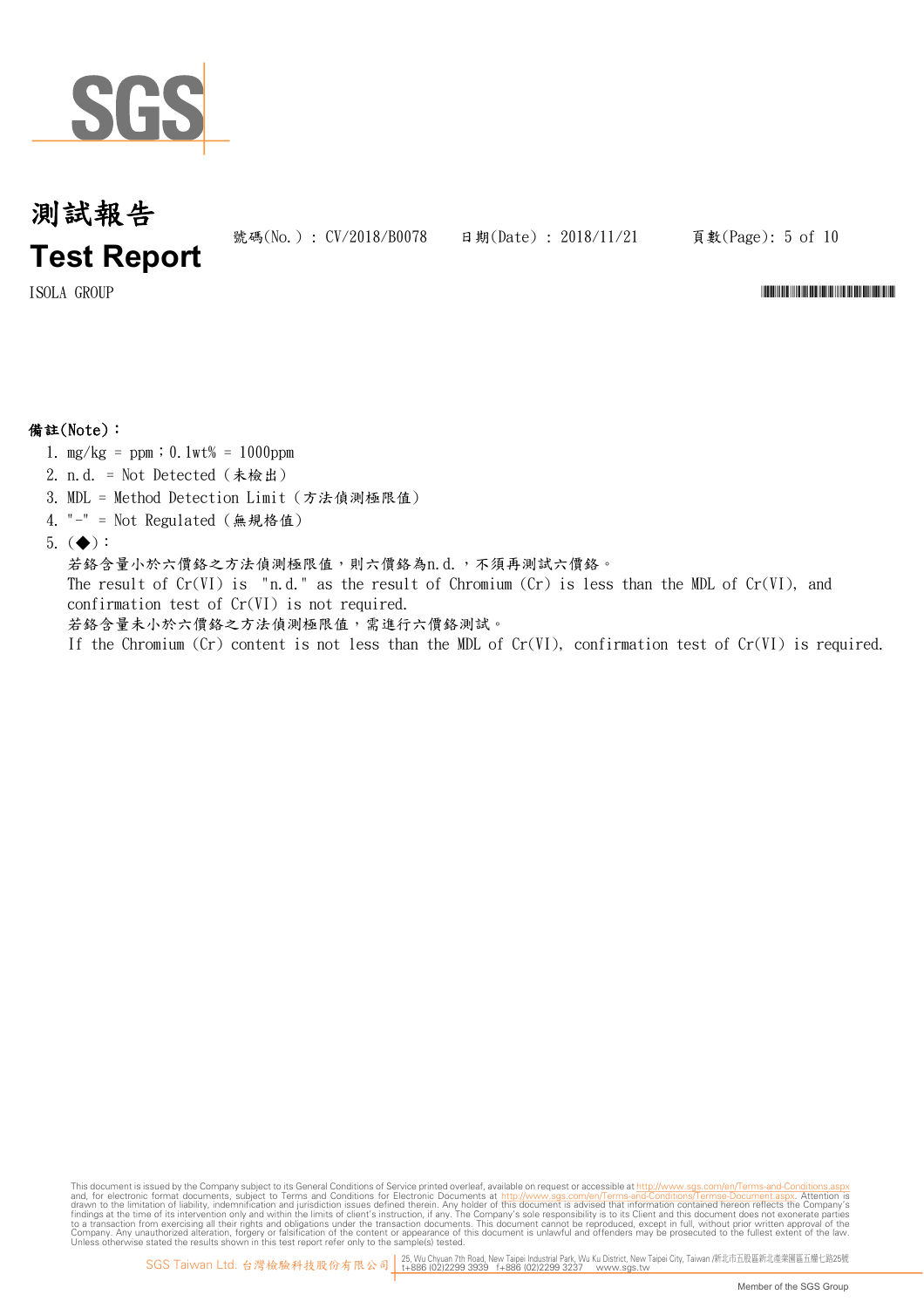# 測試報告

# Test Report

號碼(No.) : CV/2018/B0078　　日期(Date) : 2018/11/21

ISOLA GROUP

**備註(Note)：**

1. mg/kg = ppm；0.1wt% = 1000ppm
2. n.d. = Not Detected（未檢出）
3. MDL = Method Detection Limit（方法偵測極限值）
4. "-" = Not Regulated（無規格值）
5. (◆)：

   若鉻含量小於六價鉻之方法偵測極限值，則六價鉻為n.d.，不須再測試六價鉻。
   The result of Cr(VI) is "n.d." as the result of Chromium (Cr) is less than the MDL of Cr(VI), and confirmation test of Cr(VI) is not required.
   若鉻含量未小於六價鉻之方法偵測極限值，需進行六價鉻測試。
   If the Chromium (Cr) content is not less than the MDL of Cr(VI), confirmation test of Cr(VI) is required.

This document is issued by the Company subject to its General Conditions of Service printed overleaf, available on request or accessible at http://www.sgs.com/en/Terms-and-Conditions.aspx and, for electronic format documents, subject to Terms and Conditions for Electronic Documents at http://www.sgs.com/en/Terms-and-Conditions/Termse-Document.aspx. Attention is drawn to the limitation of liability, indemnification and jurisdiction issues defined therein. Any holder of this document is advised that information contained hereon reflects the Company's findings at the time of its intervention only and within the limits of client's instruction, if any. The Company's sole responsibility is to its Client and this document does not exonerate parties to a transaction from exercising all their rights and obligations under the transaction documents. This document cannot be reproduced, except in full, without prior written approval of the Company. Any unauthorized alteration, forgery or falsification of the content or appearance of this document is unlawful and offenders may be prosecuted to the fullest extent of the law. Unless otherwise stated the results shown in this test report refer only to the sample(s) tested.

SGS Taiwan Ltd. 台灣檢驗科技股份有限公司 | 25, Wu Chyuan 7th Road, New Taipei Industrial Park, Wu Ku District, New Taipei City, Taiwan /新北市五股區新北產業園區五權七路25號 t+886 (02)2299 3939 f+886 (02)2299 3237 www.sgs.tw

Member of the SGS Group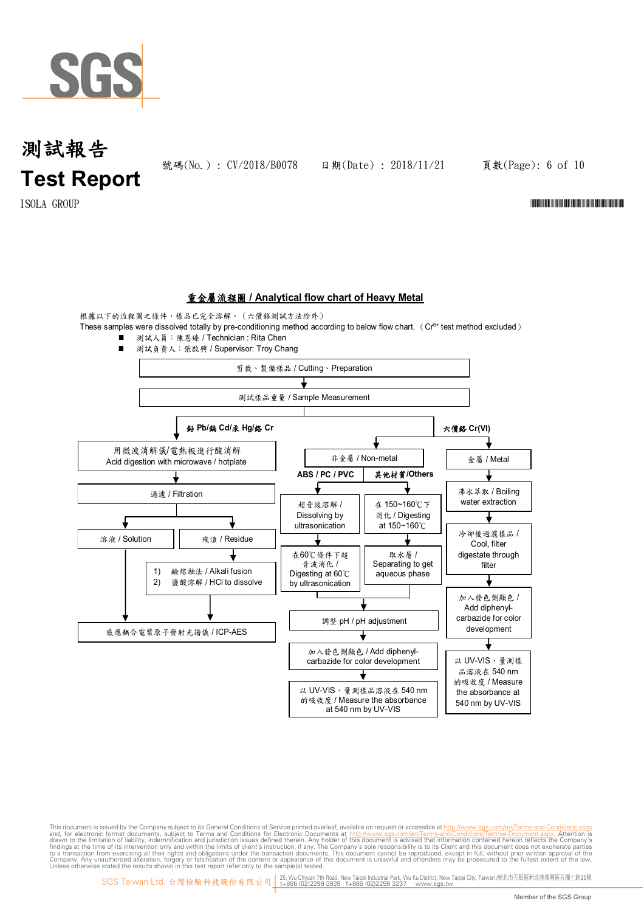# 測試報告
# Test Report

號碼(No.) : CV/2018/B0078　　日期(Date) : 2018/11/21

ISOLA GROUP

## 重金屬流程圖 / Analytical flow chart of Heavy Metal

根據以下的流程圖之條件，樣品已完全溶解。（六價鉻測試方法除外）

These samples were dissolved totally by pre-conditioning method according to below flow chart.（$Cr^{6+}$ test method excluded）

- 測試人員：陳恩臻 / Technician : Rita Chen
- 測試負責人：張啟興 / Supervisor: Troy Chang

**Flow chart:**

剪裁、製備樣品 / Cutting、Preparation
→ 測試樣品重量 / Sample Measurement

**鉛 Pb/鎘 Cd/汞 Hg/鉻 Cr**
- 用微波消解儀/電熱板進行酸消解 / Acid digestion with microwave / hotplate
- → 過濾 / Filtration
  - 溶液 / Solution → 感應耦合電漿原子發射光譜儀 / ICP-AES
  - 殘渣 / Residue → 1) 鹼熔融法 / Alkali fusion 2) 鹽酸溶解 / HCl to dissolve → 感應耦合電漿原子發射光譜儀 / ICP-AES

**六價鉻 Cr(VI)**
- 非金屬 / Non-metal
  - **ABS / PC / PVC**: 超音波溶解 / Dissolving by ultrasonication → 在60℃條件下超音波消化 / Digesting at 60℃ by ultrasonication
  - **其他材質/Others**: 在 150~160℃下消化 / Digesting at 150~160℃ → 取水層 / Separating to get aqueous phase
  - → 調整 pH / pH adjustment → 加入發色劑顯色 / Add diphenyl-carbazide for color development → 以 UV-VIS，量測樣品溶液在 540 nm 的吸收度 / Measure the absorbance at 540 nm by UV-VIS
- 金屬 / Metal
  - 沸水萃取 / Boiling water extraction → 冷卻後過濾樣品 / Cool, filter digestate through filter → 加入發色劑顯色 / Add diphenyl-carbazide for color development → 以 UV-VIS，量測樣品溶液在 540 nm 的吸收度 / Measure the absorbance at 540 nm by UV-VIS

This document is issued by the Company subject to its General Conditions of Service printed overleaf, available on request or accessible at http://www.sgs.com/en/Terms-and-Conditions.aspx and, for electronic format documents, subject to Terms and Conditions for Electronic Documents at http://www.sgs.com/en/Terms-and-Conditions/Terms-e-Document.aspx. Attention is drawn to the limitation of liability, indemnification and jurisdiction issues defined therein. Any holder of this document is advised that information contained hereon reflects the Company's findings at the time of its intervention only and within the limits of client's instruction, if any. The Company's sole responsibility is to its Client and this document does not exonerate parties to a transaction from exercising all their rights and obligations under the transaction documents. This document cannot be reproduced, except in full, without prior written approval of the Company. Any unauthorized alteration, forgery or falsification of the content or appearance of this document is unlawful and offenders may be prosecuted to the fullest extent of the law. Unless otherwise stated the results shown in this test report refer only to the sample(s) tested.

SGS Taiwan Ltd. 台灣檢驗科技股份有限公司 | 25, Wu Chyuan 7th Road, New Taipei Industrial Park, Wu Ku District, New Taipei City, Taiwan /新北市五股區新北產業園區五權七路25號 t+886 (02)2299 3939 f+886 (02)2299 3237 www.sgs.tw

Member of the SGS Group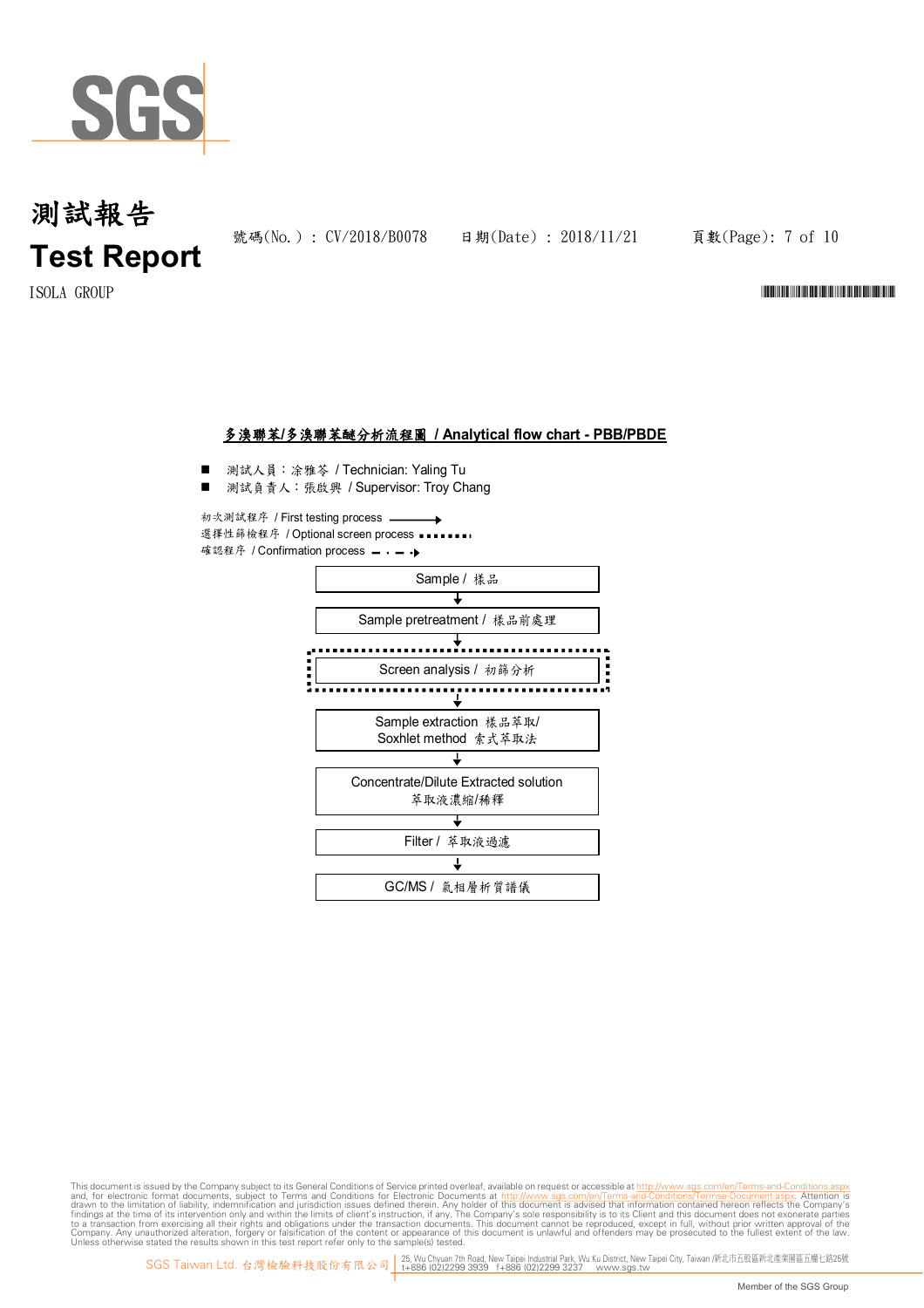# 測試報告
# Test Report

號碼(No.)：CV/2018/B0078　　日期(Date)：2018/11/21

ISOLA GROUP

## 多溴聯苯/多溴聯苯醚分析流程圖 / Analytical flow chart - PBB/PBDE

- 測試人員：涂雅苓 / Technician: Yaling Tu
- 測試負責人：張啟興 / Supervisor: Troy Chang

初次測試程序 / First testing process ──▶
選擇性篩檢程序 / Optional screen process ▪▪▪▪▪▪▪
確認程序 / Confirmation process ─ · ─ ▸

Sample / 樣品
↓
Sample pretreatment / 樣品前處理
↓
Screen analysis / 初篩分析
↓
Sample extraction 樣品萃取/ Soxhlet method 索式萃取法
↓
Concentrate/Dilute Extracted solution 萃取液濃縮/稀釋
↓
Filter / 萃取液過濾
↓
GC/MS / 氣相層析質譜儀

This document is issued by the Company subject to its General Conditions of Service printed overleaf, available on request or accessible at http://www.sgs.com/en/Terms-and-Conditions.aspx and, for electronic format documents, subject to Terms and Conditions for Electronic Documents at http://www.sgs.com/en/Terms-and-Conditions/Termse-Document.aspx. Attention is drawn to the limitation of liability, indemnification and jurisdiction issues defined therein. Any holder of this document is advised that information contained hereon reflects the Company's findings at the time of its intervention only and within the limits of client's instruction, if any. The Company's sole responsibility is to its Client and this document does not exonerate parties to a transaction from exercising all their rights and obligations under the transaction documents. This document cannot be reproduced, except in full, without prior written approval of the Company. Any unauthorized alteration, forgery or falsification of the content or appearance of this document is unlawful and offenders may be prosecuted to the fullest extent of the law. Unless otherwise stated the results shown in this test report refer only to the sample(s) tested.

SGS Taiwan Ltd. 台灣檢驗科技股份有限公司 | 25, Wu Chyuan 7th Road, New Taipei Industrial Park, Wu Ku District, New Taipei City, Taiwan /新北市五股區新北產業園區五權七路25號 t+886 (02)2299 3939 f+886 (02)2299 3237 www.sgs.tw

Member of the SGS Group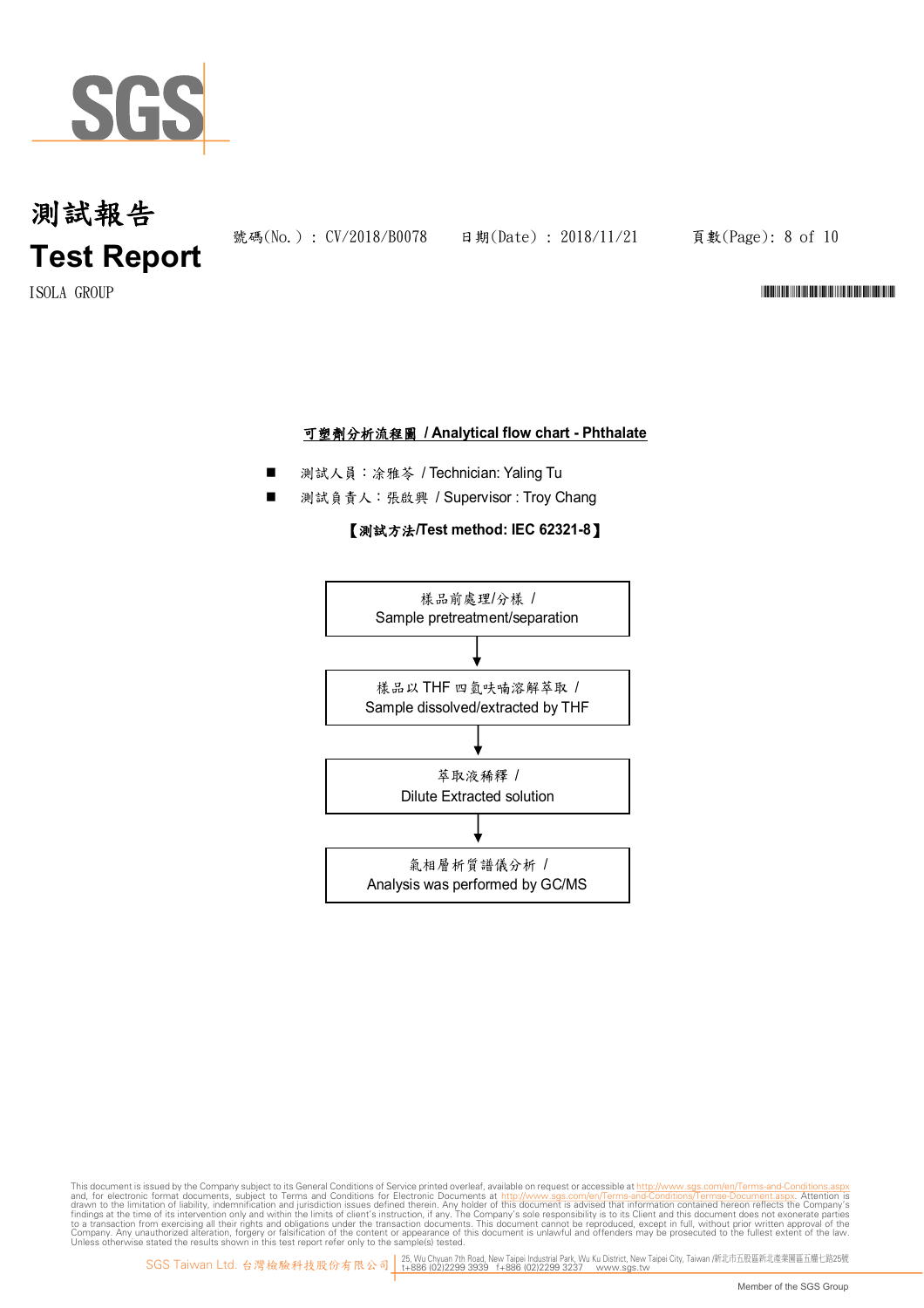# 測試報告
# Test Report

號碼(No.) : CV/2018/B0078　　日期(Date) : 2018/11/21

ISOLA GROUP

## 可塑劑分析流程圖 / Analytical flow chart - Phthalate

- 測試人員：涂雅苓 / Technician: Yaling Tu
- 測試負責人：張啟興 / Supervisor : Troy Chang

**【測試方法/Test method: IEC 62321-8】**

樣品前處理/分樣 /
Sample pretreatment/separation

↓

樣品以 THF 四氫呋喃溶解萃取 /
Sample dissolved/extracted by THF

↓

萃取液稀釋 /
Dilute Extracted solution

↓

氣相層析質譜儀分析 /
Analysis was performed by GC/MS

This document is issued by the Company subject to its General Conditions of Service printed overleaf, available on request or accessible at http://www.sgs.com/en/Terms-and-Conditions.aspx and, for electronic format documents, subject to Terms and Conditions for Electronic Documents at http://www.sgs.com/en/Terms-and-Conditions/Terms-e-Document.aspx. Attention is drawn to the limitation of liability, indemnification and jurisdiction issues defined therein. Any holder of this document is advised that information contained hereon reflects the Company's findings at the time of its intervention only and within the limits of client's instruction, if any. The Company's sole responsibility is to its Client and this document does not exonerate parties to a transaction from exercising all their rights and obligations under the transaction documents. This document cannot be reproduced, except in full, without prior written approval of the Company. Any unauthorized alteration, forgery or falsification of the content or appearance of this document is unlawful and offenders may be prosecuted to the fullest extent of the law. Unless otherwise stated the results shown in this test report refer only to the sample(s) tested.

SGS Taiwan Ltd. 台灣檢驗科技股份有限公司 | 25, Wu Chyuan 7th Road, New Taipei Industrial Park, Wu Ku District, New Taipei City, Taiwan /新北市五股區新北產業園區五權七路25號 t+886 (02)2299 3939 f+886 (02)2299 3237 www.sgs.tw

Member of the SGS Group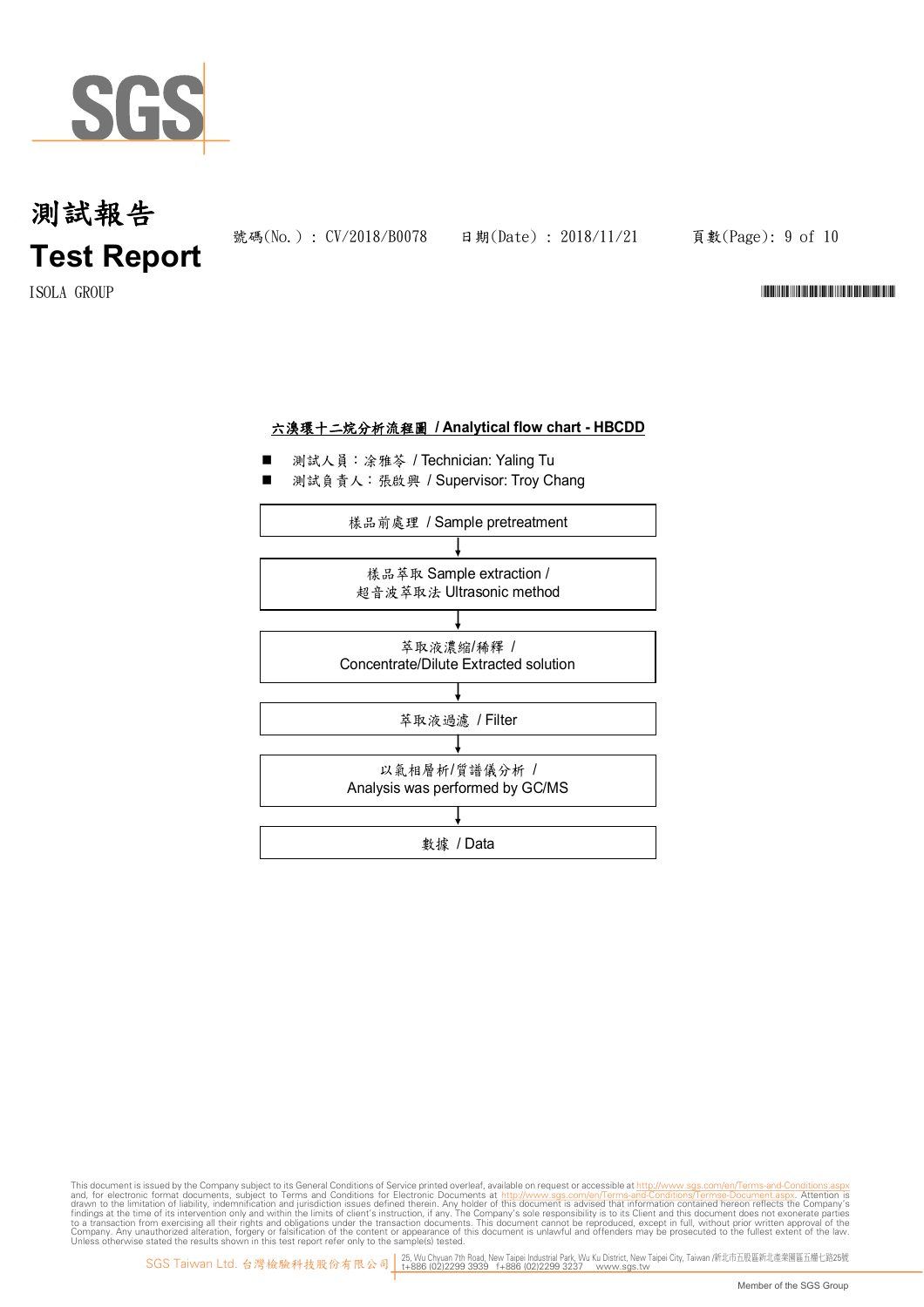# 測試報告
# Test Report

號碼(No.) : CV/2018/B0078　　日期(Date) : 2018/11/21

ISOLA GROUP

## 六溴環十二烷分析流程圖 / Analytical flow chart - HBCDD

- 測試人員：凃雅苓 / Technician: Yaling Tu
- 測試負責人：張啟興 / Supervisor: Troy Chang

樣品前處理 / Sample pretreatment

↓

樣品萃取 Sample extraction /
超音波萃取法 Ultrasonic method

↓

萃取液濃縮/稀釋 /
Concentrate/Dilute Extracted solution

↓

萃取液過濾 / Filter

↓

以氣相層析/質譜儀分析 /
Analysis was performed by GC/MS

↓

數據 / Data

This document is issued by the Company subject to its General Conditions of Service printed overleaf, available on request or accessible at http://www.sgs.com/en/Terms-and-Conditions.aspx and, for electronic format documents, subject to Terms and Conditions for Electronic Documents at http://www.sgs.com/en/Terms-and-Conditions/Terms-e-Document.aspx. Attention is drawn to the limitation of liability, indemnification and jurisdiction issues defined therein. Any holder of this document is advised that information contained hereon reflects the Company's findings at the time of its intervention only and within the limits of client's instruction, if any. The Company's sole responsibility is to its Client and this document does not exonerate parties to a transaction from exercising all their rights and obligations under the transaction documents. This document cannot be reproduced, except in full, without prior written approval of the Company. Any unauthorized alteration, forgery or falsification of the content or appearance of this document is unlawful and offenders may be prosecuted to the fullest extent of the law. Unless otherwise stated the results shown in this test report refer only to the sample(s) tested.

SGS Taiwan Ltd. 台灣檢驗科技股份有限公司 | 25, Wu Chyuan 7th Road, New Taipei Industrial Park, Wu Ku District, New Taipei City, Taiwan /新北市五股區新北產業園區五權七路25號 t+886 (02)2299 3939 f+886 (02)2299 3237 www.sgs.tw

Member of the SGS Group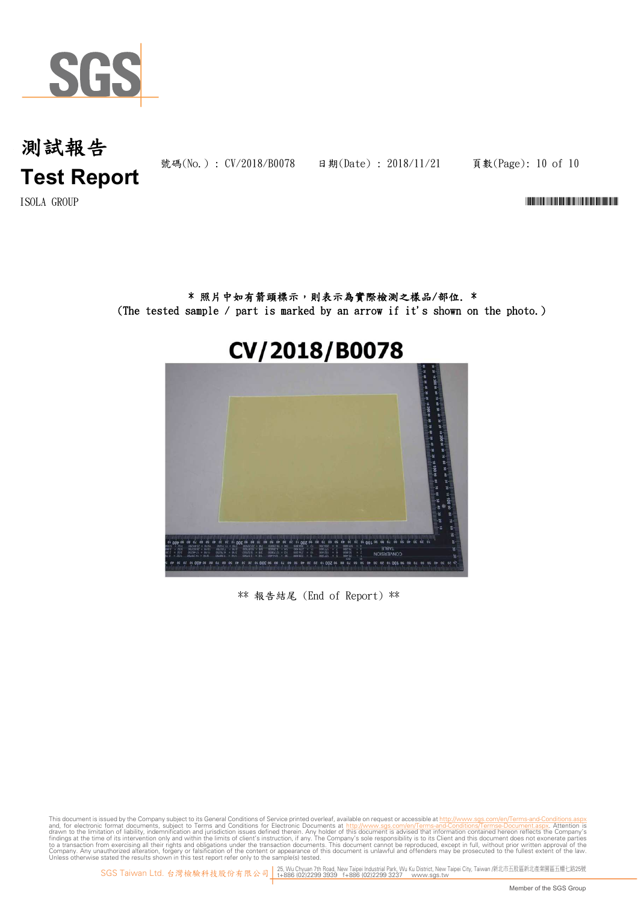# 測試報告
# Test Report

號碼(No.) : CV/2018/B0078 日期(Date) : 2018/11/21

ISOLA GROUP

\* 照片中如有箭頭標示，則表示為實際檢測之樣品/部位. \*
(The tested sample / part is marked by an arrow if it's shown on the photo.)

CV/2018/B0078

\*\* 報告結尾 (End of Report) \*\*

This document is issued by the Company subject to its General Conditions of Service printed overleaf, available on request or accessible at http://www.sgs.com/en/Terms-and-Conditions.aspx and, for electronic format documents, subject to Terms and Conditions for Electronic Documents at http://www.sgs.com/en/Terms-and-Conditions/Termse-Document.aspx. Attention is drawn to the limitation of liability, indemnification and jurisdiction issues defined therein. Any holder of this document is advised that information contained hereon reflects the Company's findings at the time of its intervention only and within the limits of client's instruction, if any. The Company's sole responsibility is to its Client and this document does not exonerate parties to a transaction from exercising all their rights and obligations under the transaction documents. This document cannot be reproduced, except in full, without prior written approval of the Company. Any unauthorized alteration, forgery or falsification of the content or appearance of this document is unlawful and offenders may be prosecuted to the fullest extent of the law. Unless otherwise stated the results shown in this test report refer only to the sample(s) tested.

SGS Taiwan Ltd. 台灣檢驗科技股份有限公司 | 25, Wu Chyuan 7th Road, New Taipei Industrial Park, Wu Ku District, New Taipei City, Taiwan /新北市五股區新北產業園區五權七路25號 t+886 (02)2299 3939 f+886 (02)2299 3237 www.sgs.tw

Member of the SGS Group